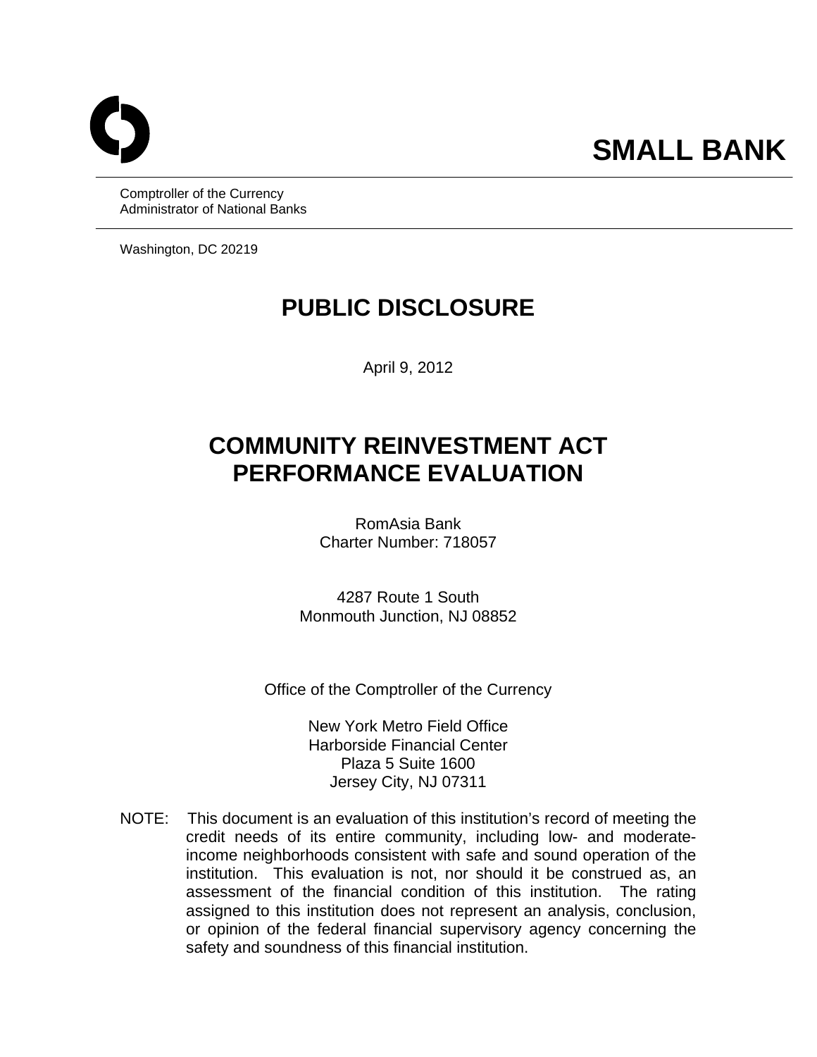# SMALL BANK

Comptroller of the Currency
Administrator of National Banks

Washington, DC 20219

# PUBLIC DISCLOSURE

April 9, 2012

# COMMUNITY REINVESTMENT ACT PERFORMANCE EVALUATION

RomAsia Bank
Charter Number: 718057

4287 Route 1 South
Monmouth Junction, NJ 08852

Office of the Comptroller of the Currency

New York Metro Field Office
Harborside Financial Center
Plaza 5 Suite 1600
Jersey City, NJ 07311

NOTE: This document is an evaluation of this institution's record of meeting the credit needs of its entire community, including low- and moderate-income neighborhoods consistent with safe and sound operation of the institution. This evaluation is not, nor should it be construed as, an assessment of the financial condition of this institution. The rating assigned to this institution does not represent an analysis, conclusion, or opinion of the federal financial supervisory agency concerning the safety and soundness of this financial institution.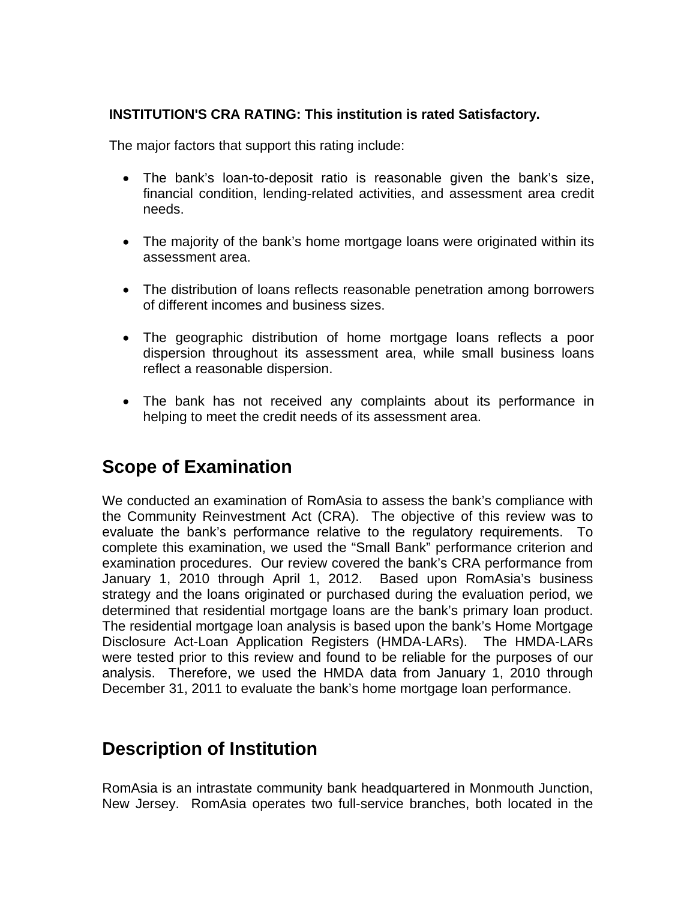**INSTITUTION'S CRA RATING: This institution is rated Satisfactory.**

The major factors that support this rating include:

- The bank's loan-to-deposit ratio is reasonable given the bank's size, financial condition, lending-related activities, and assessment area credit needs.
- The majority of the bank's home mortgage loans were originated within its assessment area.
- The distribution of loans reflects reasonable penetration among borrowers of different incomes and business sizes.
- The geographic distribution of home mortgage loans reflects a poor dispersion throughout its assessment area, while small business loans reflect a reasonable dispersion.
- The bank has not received any complaints about its performance in helping to meet the credit needs of its assessment area.

## Scope of Examination

We conducted an examination of RomAsia to assess the bank's compliance with the Community Reinvestment Act (CRA). The objective of this review was to evaluate the bank's performance relative to the regulatory requirements. To complete this examination, we used the "Small Bank" performance criterion and examination procedures. Our review covered the bank's CRA performance from January 1, 2010 through April 1, 2012. Based upon RomAsia's business strategy and the loans originated or purchased during the evaluation period, we determined that residential mortgage loans are the bank's primary loan product. The residential mortgage loan analysis is based upon the bank's Home Mortgage Disclosure Act-Loan Application Registers (HMDA-LARs). The HMDA-LARs were tested prior to this review and found to be reliable for the purposes of our analysis. Therefore, we used the HMDA data from January 1, 2010 through December 31, 2011 to evaluate the bank's home mortgage loan performance.

## Description of Institution

RomAsia is an intrastate community bank headquartered in Monmouth Junction, New Jersey. RomAsia operates two full-service branches, both located in the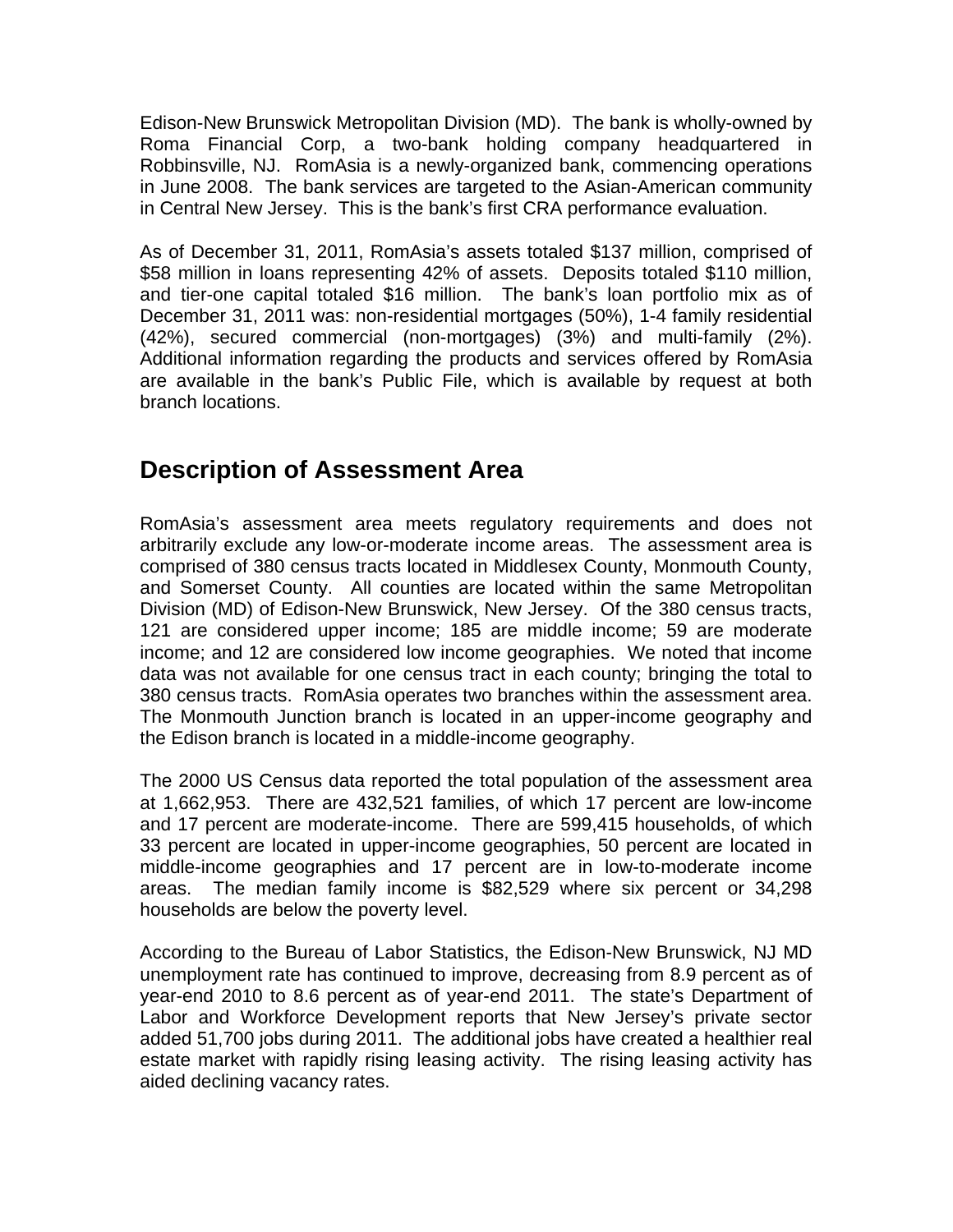Edison-New Brunswick Metropolitan Division (MD). The bank is wholly-owned by Roma Financial Corp, a two-bank holding company headquartered in Robbinsville, NJ. RomAsia is a newly-organized bank, commencing operations in June 2008. The bank services are targeted to the Asian-American community in Central New Jersey. This is the bank's first CRA performance evaluation.

As of December 31, 2011, RomAsia's assets totaled $137 million, comprised of $58 million in loans representing 42% of assets. Deposits totaled $110 million, and tier-one capital totaled $16 million. The bank's loan portfolio mix as of December 31, 2011 was: non-residential mortgages (50%), 1-4 family residential (42%), secured commercial (non-mortgages) (3%) and multi-family (2%). Additional information regarding the products and services offered by RomAsia are available in the bank's Public File, which is available by request at both branch locations.

## Description of Assessment Area

RomAsia's assessment area meets regulatory requirements and does not arbitrarily exclude any low-or-moderate income areas. The assessment area is comprised of 380 census tracts located in Middlesex County, Monmouth County, and Somerset County. All counties are located within the same Metropolitan Division (MD) of Edison-New Brunswick, New Jersey. Of the 380 census tracts, 121 are considered upper income; 185 are middle income; 59 are moderate income; and 12 are considered low income geographies. We noted that income data was not available for one census tract in each county; bringing the total to 380 census tracts. RomAsia operates two branches within the assessment area. The Monmouth Junction branch is located in an upper-income geography and the Edison branch is located in a middle-income geography.

The 2000 US Census data reported the total population of the assessment area at 1,662,953. There are 432,521 families, of which 17 percent are low-income and 17 percent are moderate-income. There are 599,415 households, of which 33 percent are located in upper-income geographies, 50 percent are located in middle-income geographies and 17 percent are in low-to-moderate income areas. The median family income is $82,529 where six percent or 34,298 households are below the poverty level.

According to the Bureau of Labor Statistics, the Edison-New Brunswick, NJ MD unemployment rate has continued to improve, decreasing from 8.9 percent as of year-end 2010 to 8.6 percent as of year-end 2011. The state's Department of Labor and Workforce Development reports that New Jersey's private sector added 51,700 jobs during 2011. The additional jobs have created a healthier real estate market with rapidly rising leasing activity. The rising leasing activity has aided declining vacancy rates.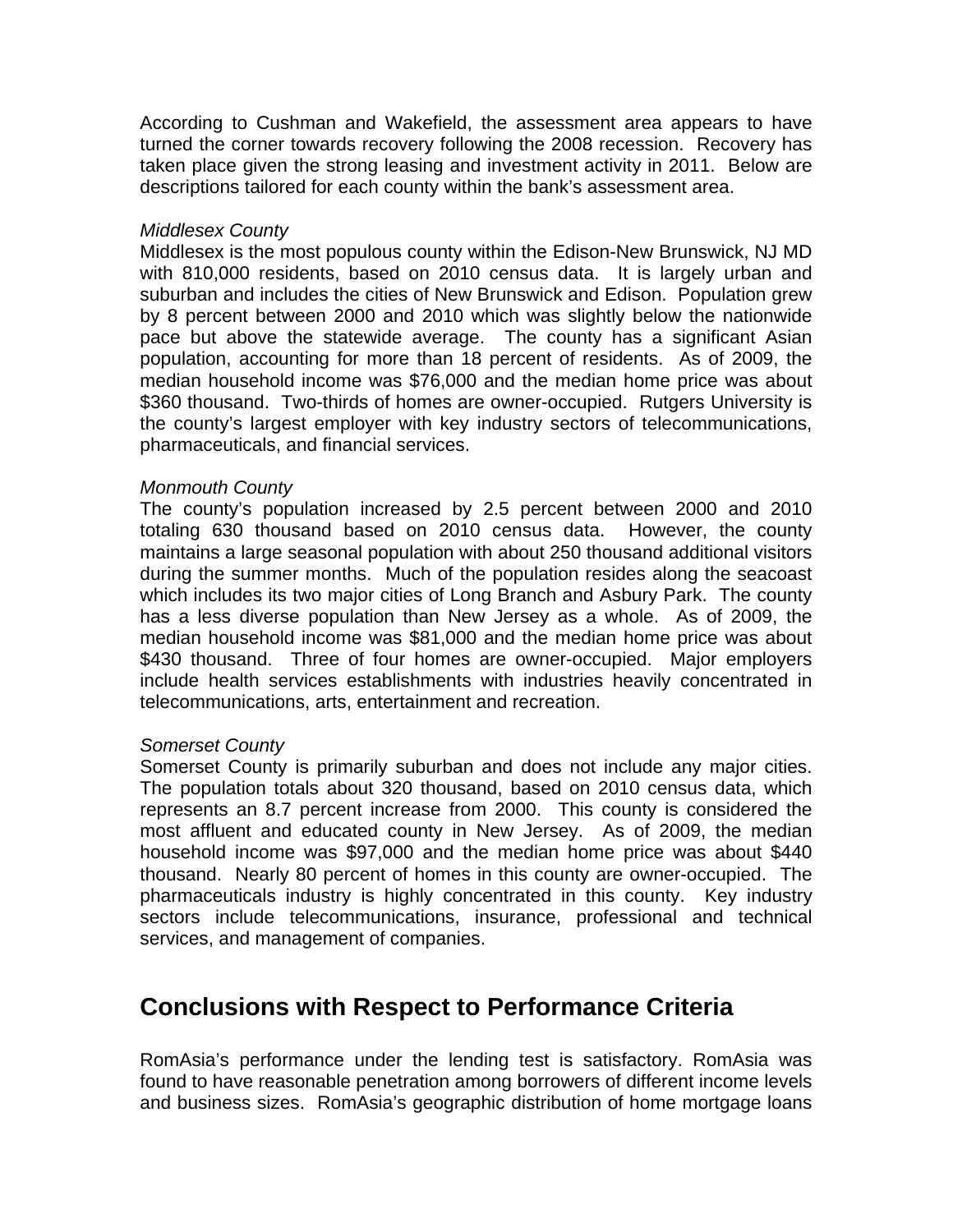According to Cushman and Wakefield, the assessment area appears to have turned the corner towards recovery following the 2008 recession. Recovery has taken place given the strong leasing and investment activity in 2011. Below are descriptions tailored for each county within the bank's assessment area.

*Middlesex County*
Middlesex is the most populous county within the Edison-New Brunswick, NJ MD with 810,000 residents, based on 2010 census data. It is largely urban and suburban and includes the cities of New Brunswick and Edison. Population grew by 8 percent between 2000 and 2010 which was slightly below the nationwide pace but above the statewide average. The county has a significant Asian population, accounting for more than 18 percent of residents. As of 2009, the median household income was $76,000 and the median home price was about $360 thousand. Two-thirds of homes are owner-occupied. Rutgers University is the county's largest employer with key industry sectors of telecommunications, pharmaceuticals, and financial services.

*Monmouth County*
The county's population increased by 2.5 percent between 2000 and 2010 totaling 630 thousand based on 2010 census data. However, the county maintains a large seasonal population with about 250 thousand additional visitors during the summer months. Much of the population resides along the seacoast which includes its two major cities of Long Branch and Asbury Park. The county has a less diverse population than New Jersey as a whole. As of 2009, the median household income was $81,000 and the median home price was about $430 thousand. Three of four homes are owner-occupied. Major employers include health services establishments with industries heavily concentrated in telecommunications, arts, entertainment and recreation.

*Somerset County*
Somerset County is primarily suburban and does not include any major cities. The population totals about 320 thousand, based on 2010 census data, which represents an 8.7 percent increase from 2000. This county is considered the most affluent and educated county in New Jersey. As of 2009, the median household income was $97,000 and the median home price was about $440 thousand. Nearly 80 percent of homes in this county are owner-occupied. The pharmaceuticals industry is highly concentrated in this county. Key industry sectors include telecommunications, insurance, professional and technical services, and management of companies.

## Conclusions with Respect to Performance Criteria

RomAsia's performance under the lending test is satisfactory. RomAsia was found to have reasonable penetration among borrowers of different income levels and business sizes. RomAsia's geographic distribution of home mortgage loans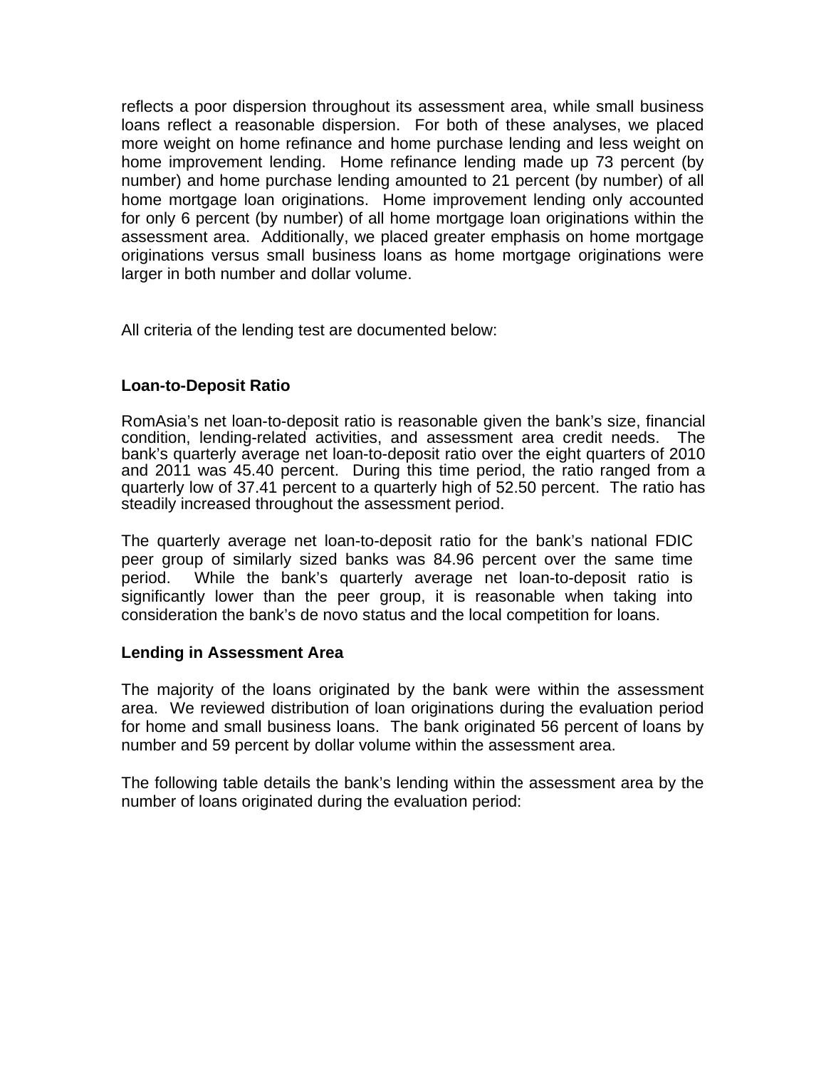reflects a poor dispersion throughout its assessment area, while small business loans reflect a reasonable dispersion. For both of these analyses, we placed more weight on home refinance and home purchase lending and less weight on home improvement lending. Home refinance lending made up 73 percent (by number) and home purchase lending amounted to 21 percent (by number) of all home mortgage loan originations. Home improvement lending only accounted for only 6 percent (by number) of all home mortgage loan originations within the assessment area. Additionally, we placed greater emphasis on home mortgage originations versus small business loans as home mortgage originations were larger in both number and dollar volume.

All criteria of the lending test are documented below:

### Loan-to-Deposit Ratio

RomAsia's net loan-to-deposit ratio is reasonable given the bank's size, financial condition, lending-related activities, and assessment area credit needs. The bank's quarterly average net loan-to-deposit ratio over the eight quarters of 2010 and 2011 was 45.40 percent. During this time period, the ratio ranged from a quarterly low of 37.41 percent to a quarterly high of 52.50 percent. The ratio has steadily increased throughout the assessment period.

The quarterly average net loan-to-deposit ratio for the bank's national FDIC peer group of similarly sized banks was 84.96 percent over the same time period. While the bank's quarterly average net loan-to-deposit ratio is significantly lower than the peer group, it is reasonable when taking into consideration the bank's de novo status and the local competition for loans.

### Lending in Assessment Area

The majority of the loans originated by the bank were within the assessment area. We reviewed distribution of loan originations during the evaluation period for home and small business loans. The bank originated 56 percent of loans by number and 59 percent by dollar volume within the assessment area.

The following table details the bank's lending within the assessment area by the number of loans originated during the evaluation period: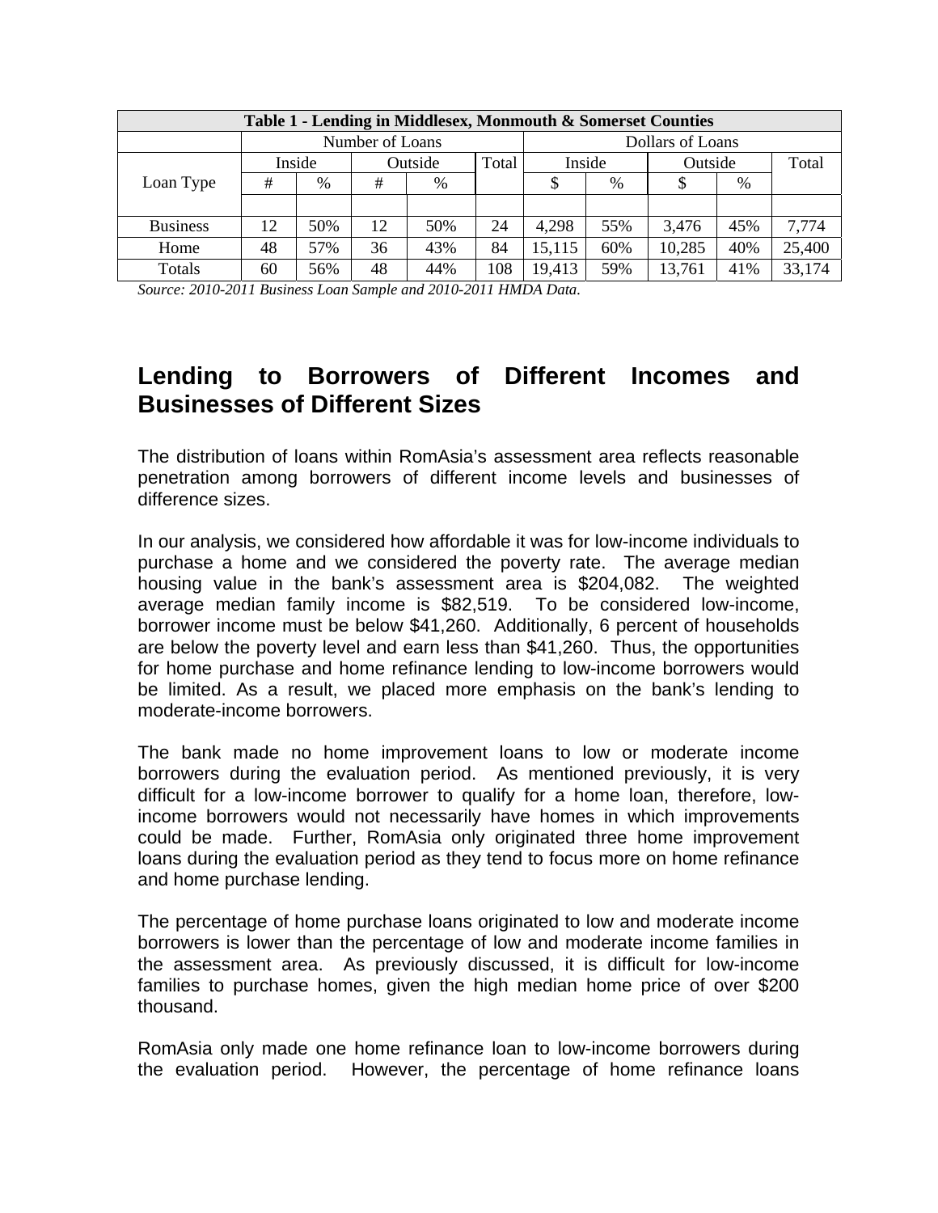| Table 1 - Lending in Middlesex, Monmouth & Somerset Counties | | | | | | | | | | |
|---|---|---|---|---|---|---|---|---|---|---|
| | Number of Loans | | | | | Dollars of Loans | | | | |
| Loan Type | Inside | | Outside | | Total | Inside | | Outside | | Total |
| | # | % | # | % | | $ | % | $ | % | |
| Business | 12 | 50% | 12 | 50% | 24 | 4,298 | 55% | 3,476 | 45% | 7,774 |
| Home | 48 | 57% | 36 | 43% | 84 | 15,115 | 60% | 10,285 | 40% | 25,400 |
| Totals | 60 | 56% | 48 | 44% | 108 | 19,413 | 59% | 13,761 | 41% | 33,174 |

*Source: 2010-2011 Business Loan Sample and 2010-2011 HMDA Data.*

## Lending to Borrowers of Different Incomes and Businesses of Different Sizes

The distribution of loans within RomAsia's assessment area reflects reasonable penetration among borrowers of different income levels and businesses of difference sizes.

In our analysis, we considered how affordable it was for low-income individuals to purchase a home and we considered the poverty rate. The average median housing value in the bank's assessment area is $204,082. The weighted average median family income is $82,519. To be considered low-income, borrower income must be below $41,260. Additionally, 6 percent of households are below the poverty level and earn less than $41,260. Thus, the opportunities for home purchase and home refinance lending to low-income borrowers would be limited. As a result, we placed more emphasis on the bank's lending to moderate-income borrowers.

The bank made no home improvement loans to low or moderate income borrowers during the evaluation period. As mentioned previously, it is very difficult for a low-income borrower to qualify for a home loan, therefore, low-income borrowers would not necessarily have homes in which improvements could be made. Further, RomAsia only originated three home improvement loans during the evaluation period as they tend to focus more on home refinance and home purchase lending.

The percentage of home purchase loans originated to low and moderate income borrowers is lower than the percentage of low and moderate income families in the assessment area. As previously discussed, it is difficult for low-income families to purchase homes, given the high median home price of over $200 thousand.

RomAsia only made one home refinance loan to low-income borrowers during the evaluation period. However, the percentage of home refinance loans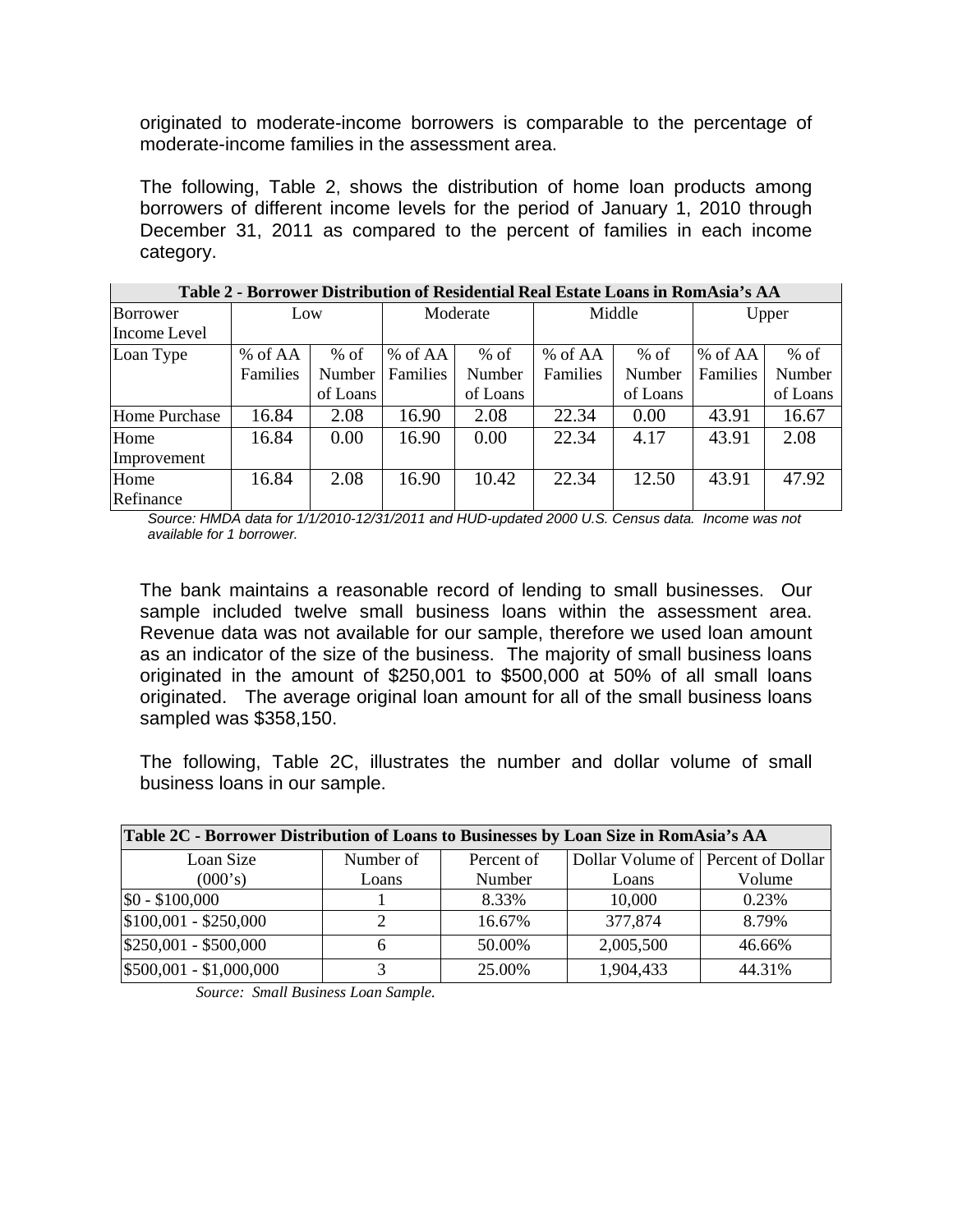originated to moderate-income borrowers is comparable to the percentage of moderate-income families in the assessment area.

The following, Table 2, shows the distribution of home loan products among borrowers of different income levels for the period of January 1, 2010 through December 31, 2011 as compared to the percent of families in each income category.

| **Table 2 - Borrower Distribution of Residential Real Estate Loans in RomAsia's AA** | | | | | | | | |
|---|---|---|---|---|---|---|---|---|
| Borrower Income Level | Low | | Moderate | | Middle | | Upper | |
| Loan Type | % of AA Families | % of Number of Loans | % of AA Families | % of Number of Loans | % of AA Families | % of Number of Loans | % of AA Families | % of Number of Loans |
| Home Purchase | 16.84 | 2.08 | 16.90 | 2.08 | 22.34 | 0.00 | 43.91 | 16.67 |
| Home Improvement | 16.84 | 0.00 | 16.90 | 0.00 | 22.34 | 4.17 | 43.91 | 2.08 |
| Home Refinance | 16.84 | 2.08 | 16.90 | 10.42 | 22.34 | 12.50 | 43.91 | 47.92 |

*Source: HMDA data for 1/1/2010-12/31/2011 and HUD-updated 2000 U.S. Census data. Income was not available for 1 borrower.*

The bank maintains a reasonable record of lending to small businesses. Our sample included twelve small business loans within the assessment area. Revenue data was not available for our sample, therefore we used loan amount as an indicator of the size of the business. The majority of small business loans originated in the amount of $250,001 to $500,000 at 50% of all small loans originated. The average original loan amount for all of the small business loans sampled was $358,150.

The following, Table 2C, illustrates the number and dollar volume of small business loans in our sample.

| **Table 2C - Borrower Distribution of Loans to Businesses by Loan Size in RomAsia's AA** | | | | |
|---|---|---|---|---|
| Loan Size (000's) | Number of Loans | Percent of Number | Dollar Volume of Loans | Percent of Dollar Volume |
| $0 - $100,000 | 1 | 8.33% | 10,000 | 0.23% |
| $100,001 - $250,000 | 2 | 16.67% | 377,874 | 8.79% |
| $250,001 - $500,000 | 6 | 50.00% | 2,005,500 | 46.66% |
| $500,001 - $1,000,000 | 3 | 25.00% | 1,904,433 | 44.31% |

*Source: Small Business Loan Sample.*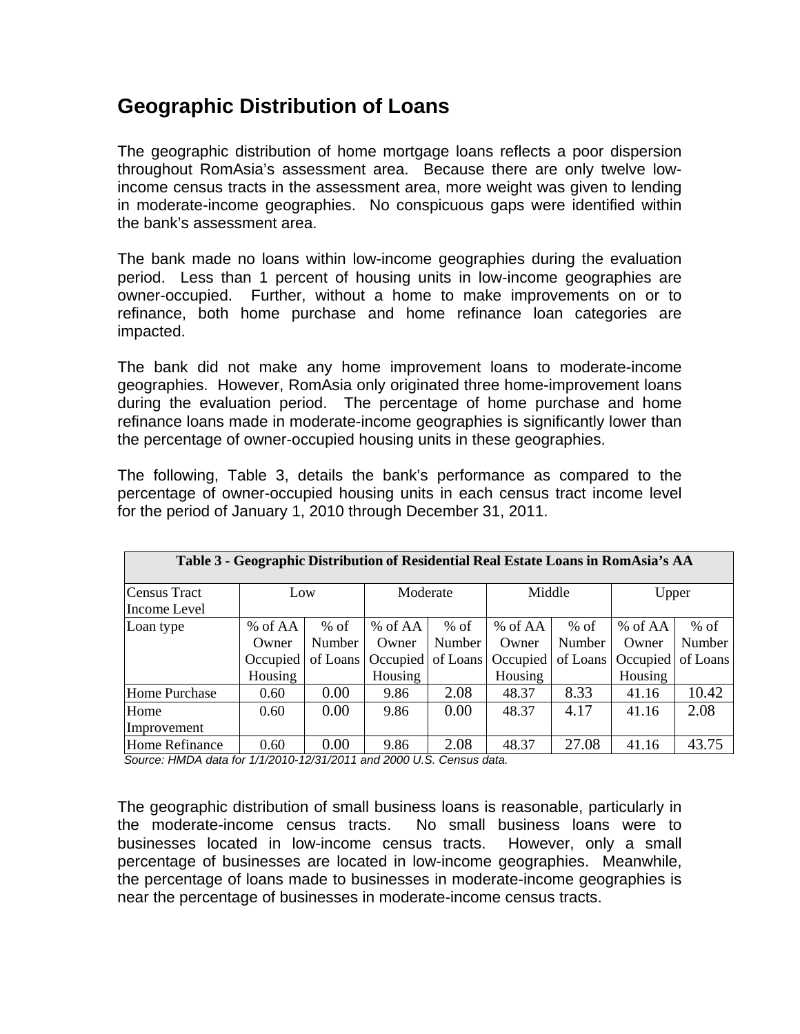## Geographic Distribution of Loans

The geographic distribution of home mortgage loans reflects a poor dispersion throughout RomAsia's assessment area. Because there are only twelve low-income census tracts in the assessment area, more weight was given to lending in moderate-income geographies. No conspicuous gaps were identified within the bank's assessment area.

The bank made no loans within low-income geographies during the evaluation period. Less than 1 percent of housing units in low-income geographies are owner-occupied. Further, without a home to make improvements on or to refinance, both home purchase and home refinance loan categories are impacted.

The bank did not make any home improvement loans to moderate-income geographies. However, RomAsia only originated three home-improvement loans during the evaluation period. The percentage of home purchase and home refinance loans made in moderate-income geographies is significantly lower than the percentage of owner-occupied housing units in these geographies.

The following, Table 3, details the bank's performance as compared to the percentage of owner-occupied housing units in each census tract income level for the period of January 1, 2010 through December 31, 2011.

| **Table 3 - Geographic Distribution of Residential Real Estate Loans in RomAsia's AA** | | | | | | | | |
|---|---|---|---|---|---|---|---|---|
| Census Tract Income Level | Low | | Moderate | | Middle | | Upper | |
| Loan type | % of AA Owner Occupied Housing | % of Number of Loans | % of AA Owner Occupied Housing | % of Number of Loans | % of AA Owner Occupied Housing | % of Number of Loans | % of AA Owner Occupied Housing | % of Number of Loans |
| Home Purchase | 0.60 | 0.00 | 9.86 | 2.08 | 48.37 | 8.33 | 41.16 | 10.42 |
| Home Improvement | 0.60 | 0.00 | 9.86 | 0.00 | 48.37 | 4.17 | 41.16 | 2.08 |
| Home Refinance | 0.60 | 0.00 | 9.86 | 2.08 | 48.37 | 27.08 | 41.16 | 43.75 |

*Source: HMDA data for 1/1/2010-12/31/2011 and 2000 U.S. Census data.*

The geographic distribution of small business loans is reasonable, particularly in the moderate-income census tracts. No small business loans were to businesses located in low-income census tracts. However, only a small percentage of businesses are located in low-income geographies. Meanwhile, the percentage of loans made to businesses in moderate-income geographies is near the percentage of businesses in moderate-income census tracts.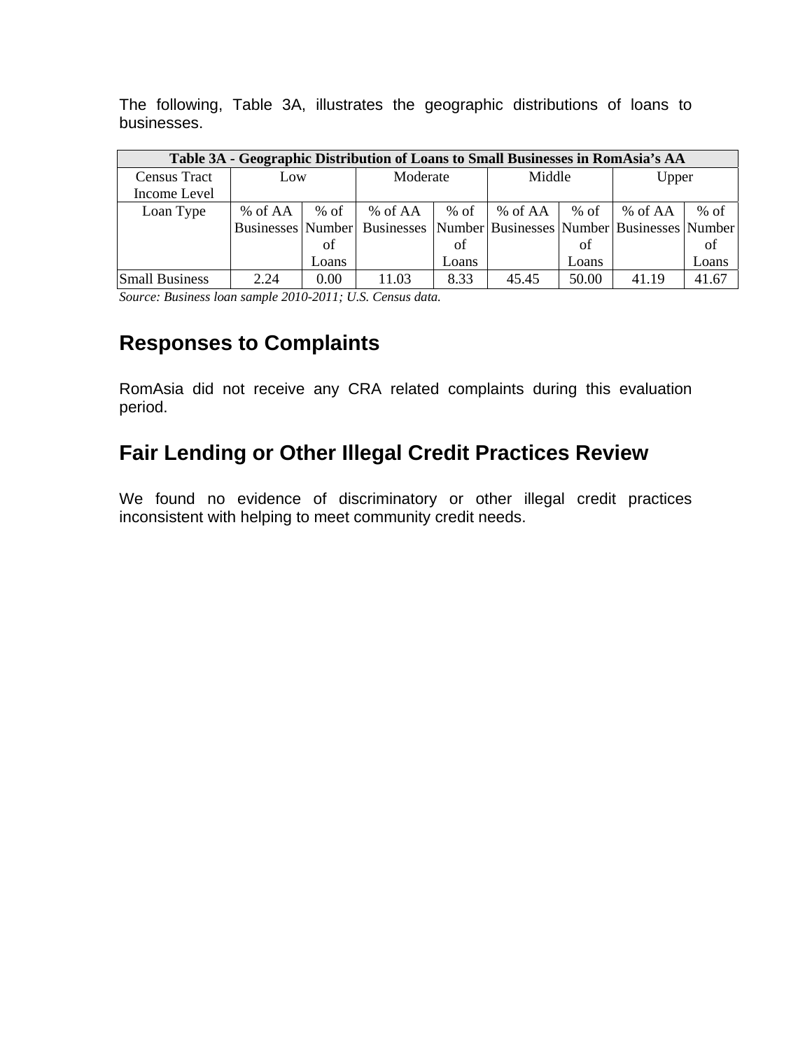The following, Table 3A, illustrates the geographic distributions of loans to businesses.

| Table 3A - Geographic Distribution of Loans to Small Businesses in RomAsia's AA | | | | | | | | |
|---|---|---|---|---|---|---|---|---|
| Census Tract Income Level | Low | | Moderate | | Middle | | Upper | |
| Loan Type | % of AA Businesses | % of Number of Loans | % of AA Businesses | % of Number of Loans | % of AA Businesses | % of Number of Loans | % of AA Businesses | % of Number of Loans |
| Small Business | 2.24 | 0.00 | 11.03 | 8.33 | 45.45 | 50.00 | 41.19 | 41.67 |

*Source: Business loan sample 2010-2011; U.S. Census data.*

## Responses to Complaints

RomAsia did not receive any CRA related complaints during this evaluation period.

## Fair Lending or Other Illegal Credit Practices Review

We found no evidence of discriminatory or other illegal credit practices inconsistent with helping to meet community credit needs.